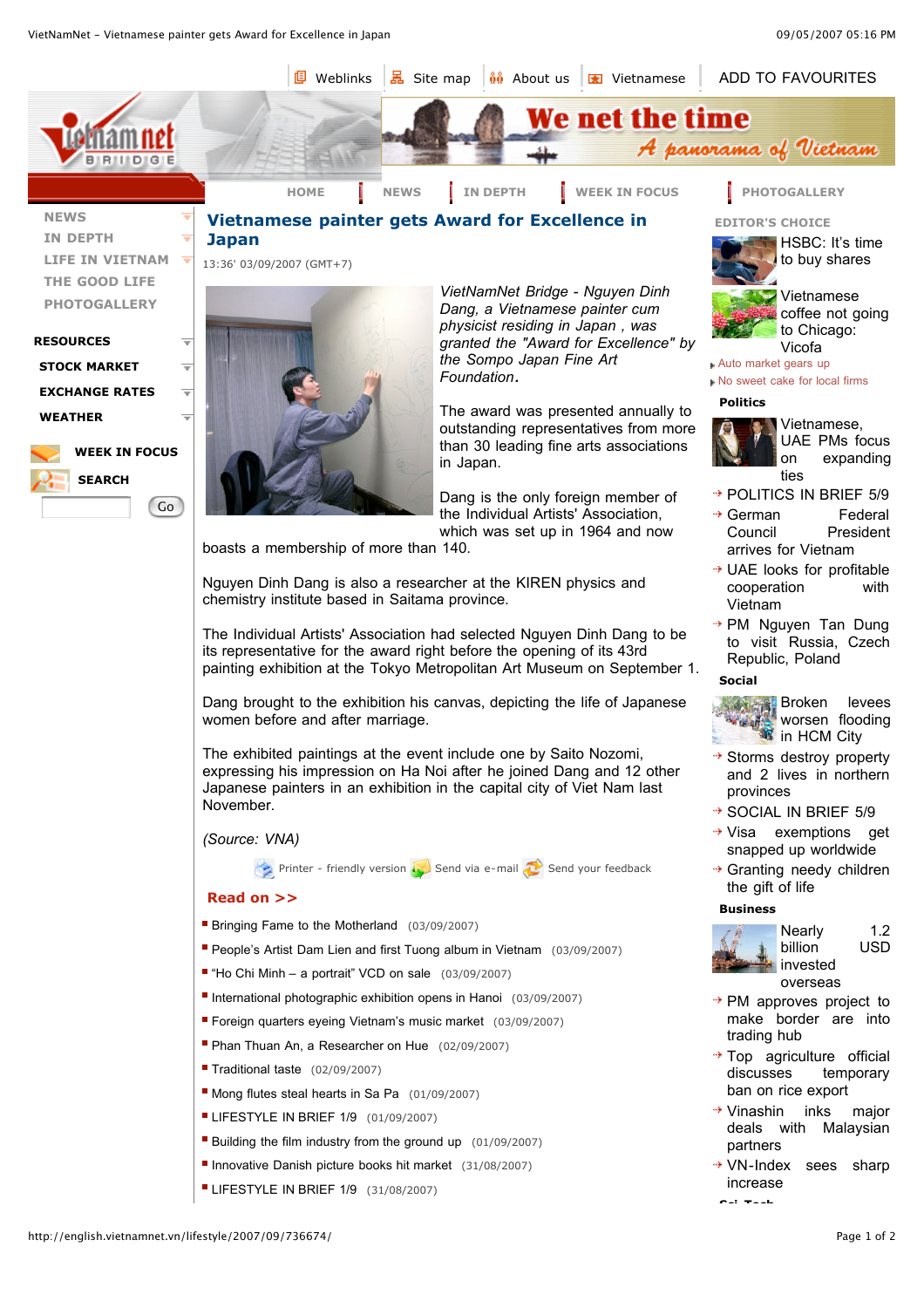# Vietnamese painter gets Award for Excellence in Japan

13:36' 03/09/2007 (GMT+7)

*VietNamNet Bridge - Nguyen Dinh Dang, a Vietnamese painter cum physicist residing in Japan , was granted the "Award for Excellence" by the Sompo Japan Fine Art Foundation.*

The award was presented annually to outstanding representatives from more than 30 leading fine arts associations in Japan.

Dang is the only foreign member of the Individual Artists' Association, which was set up in 1964 and now boasts a membership of more than 140.

Nguyen Dinh Dang is also a researcher at the KIREN physics and chemistry institute based in Saitama province.

The Individual Artists' Association had selected Nguyen Dinh Dang to be its representative for the award right before the opening of its 43rd painting exhibition at the Tokyo Metropolitan Art Museum on September 1.

Dang brought to the exhibition his canvas, depicting the life of Japanese women before and after marriage.

The exhibited paintings at the event include one by Saito Nozomi, expressing his impression on Ha Noi after he joined Dang and 12 other Japanese painters in an exhibition in the capital city of Viet Nam last November.

*(Source: VNA)*

Printer - friendly version | Send via e-mail | Send your feedback

**Read on >>**

- Bringing Fame to the Motherland (03/09/2007)
- People's Artist Dam Lien and first Tuong album in Vietnam (03/09/2007)
- "Ho Chi Minh – a portrait" VCD on sale (03/09/2007)
- International photographic exhibition opens in Hanoi (03/09/2007)
- Foreign quarters eyeing Vietnam's music market (03/09/2007)
- Phan Thuan An, a Researcher on Hue (02/09/2007)
- Traditional taste (02/09/2007)
- Mong flutes steal hearts in Sa Pa (01/09/2007)
- LIFESTYLE IN BRIEF 1/9 (01/09/2007)
- Building the film industry from the ground up (01/09/2007)
- Innovative Danish picture books hit market (31/08/2007)
- LIFESTYLE IN BRIEF 1/9 (31/08/2007)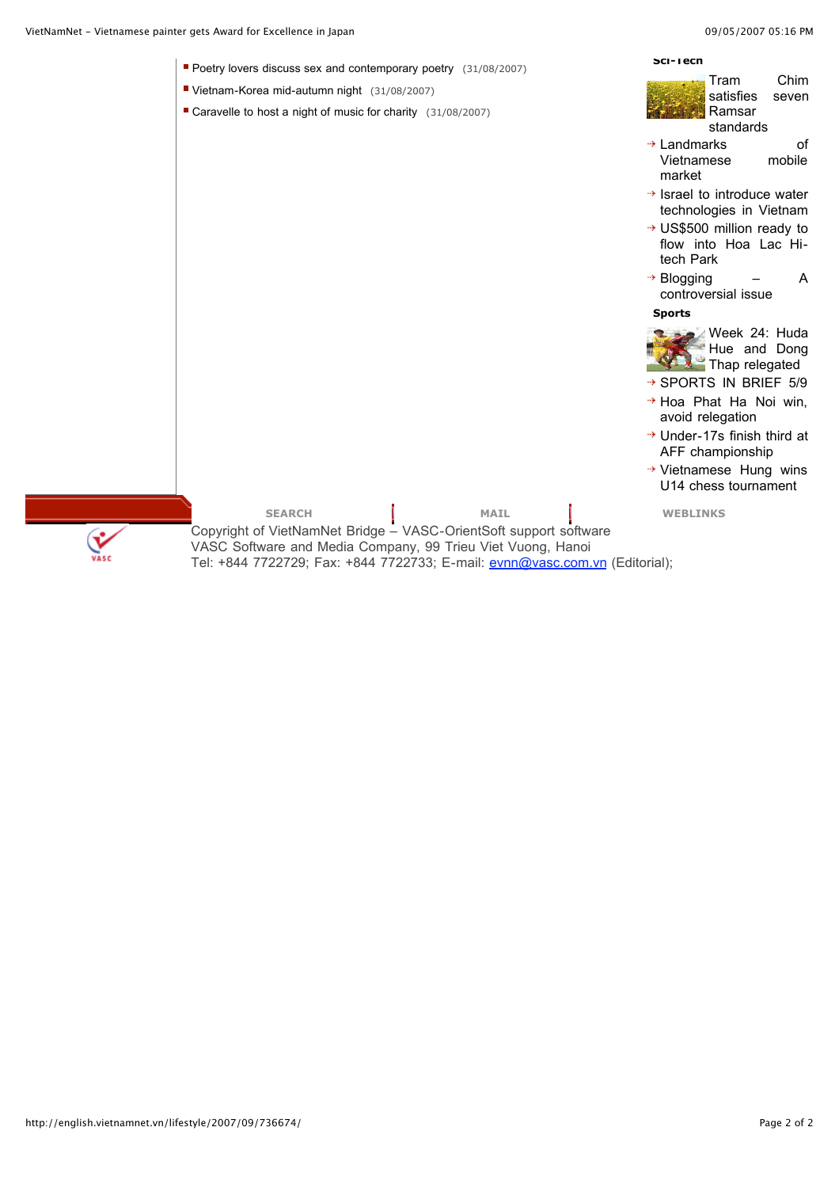- Poetry lovers discuss sex and contemporary poetry (31/08/2007)
- Vietnam-Korea mid-autumn night (31/08/2007)
- Caravelle to host a night of music for charity (31/08/2007)

**Sci-Tech**

Tram Chim satisfies seven Ramsar standards

- Landmarks of Vietnamese mobile market
- Israel to introduce water technologies in Vietnam
- US$500 million ready to flow into Hoa Lac Hi-tech Park
- Blogging – A controversial issue

**Sports**

Week 24: Huda Hue and Dong Thap relegated

- SPORTS IN BRIEF 5/9
- Hoa Phat Ha Noi win, avoid relegation
- Under-17s finish third at AFF championship
- Vietnamese Hung wins U14 chess tournament

SEARCH | MAIL | WEBLINKS

Copyright of VietNamNet Bridge – VASC-OrientSoft support software
VASC Software and Media Company, 99 Trieu Viet Vuong, Hanoi
Tel: +844 7722729; Fax: +844 7722733; E-mail: evnn@vasc.com.vn (Editorial);